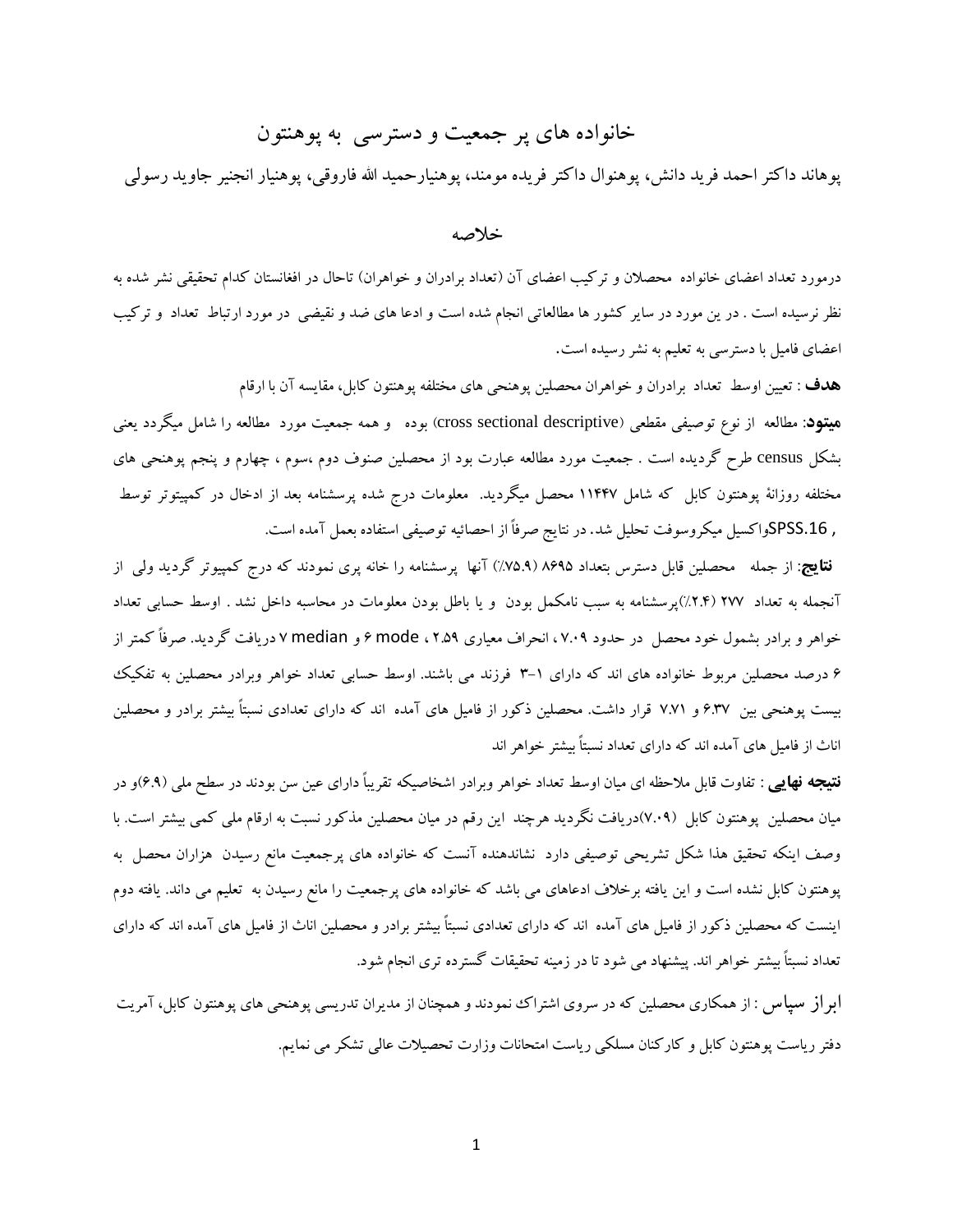# خانواده های پر جمعیت و دسترسی به پوهنتون

پوهاند داکتر احمد فرید دانش، پوهنوال داکتر فریده مومند، پوهنیارحمید الله فاروقی، پوهنیار انجنیر جاوید رسولی

## خلاصه

درمورد تعداد اعضای خانواده محصلان و ترکیب اعضای آن (تعداد برادران و خواهران) تاحال در افغانستان کدام تحقیقی نشر شده به نظر نرسیده است . در ین مورد در سایر کشور ها مطالعاتی انجام شده است و ادعا های ضد و نقیضی در مورد ارتباط تعداد و ترکیب اعضای فامیل با دسترسی به تعلیم به نشر رسیده است.

**هدف** : تعیین اوسط تعداد برادران و خواهران محصلین پوهنحی های مختلفه پوهنتون کابل، مقایسه آن با ارقام

**میتود**: مطالعه از نوع توصیفی مقطعی (cross sectional descriptive) بوده و همه جمعیت مورد مطالعه را شامل میگردد یعنی بشکل census طرح گردیده است . جمعیت مورد مطالعه عبارت بود از محصلین صنوف دوم ،سوم ، چهارم و پنجم پوهنحی های مختلفه روزانهٔ پوهنتون کابل که شامل ۱۱۴۴۷ محصل میگردید. معلومات درج شده پرسشنامه بعد از ادخال در کمپیوتر توسط SPSS.16 , واکسیل میکروسوفت تحلیل شد. در نتایج صرفاً از احصائیه توصیفی استفاده بعمل آمده است.

**نتایج**: از جمله محصلین قابل دسترس بتعداد ۸۶۹۵ (۷۵.۹٪) آنها پرسشنامه را خانه پری نمودند که درج کمپیوتر گردید ولی از آنجمله به تعداد ۲۷۷ (۲.۴٪)پرسشنامه به سبب نامکمل بودن و یا باطل بودن معلومات در محاسبه داخل نشد . اوسط حسابی تعداد خواهر و برادر بشمول خود محصل در حدود ۷.۰۹ ، انحراف معیاری ۲.۵۹ ، mode ۶ و median ۷ دریافت گردید. صرفاً کمتر از ۶ درصد محصلین مربوط خانواده های اند که دارای ۱-۳ فرزند می باشند. اوسط حسابی تعداد خواهر وبرادر محصلین به تفکیک بیست پوهنحی بین ۶.۳۷ و ۷.۷۱ قرار داشت. محصلین ذکور از فامیل های آمده اند که دارای تعدادی نسبتاً بیشتر برادر و محصلین اناث از فامیل های آمده اند که دارای تعداد نسبتاً بیشتر خواهر اند

**نتیجه نهایی** : تفاوت قابل ملاحظه ای میان اوسط تعداد خواهر وبرادر اشخاصیکه تقریباً دارای عین سن بودند در سطح ملی (۶.۹)و در میان محصلین پوهنتون کابل (۷.۰۹)دریافت نگردید هرچند این رقم در میان محصلین مذکور نسبت به ارقام ملی کمی بیشتر است. با وصف اینکه تحقیق هذا شکل تشریحی توصیفی دارد نشاندهنده آنست که خانواده های پرجمعیت مانع رسیدن هزاران محصل به پوهنتون کابل نشده است و این یافته برخلاف ادعاهای می باشد که خانواده های پرجمعیت را مانع رسیدن به تعلیم می داند. یافته دوم اینست که محصلین ذکور از فامیل های آمده اند که دارای تعدادی نسبتاً بیشتر برادر و محصلین اناث از فامیل های آمده اند که دارای تعداد نسبتاً بیشتر خواهر اند. پیشنهاد می شود تا در زمینه تحقیقات گسترده تری انجام شود.

**ابراز سپاس** : از همکاری محصلین که در سروی اشتراک نمودند و همچنان از مدیران تدریسی پوهنحی های پوهنتون کابل، آمریت دفتر ریاست پوهنتون کابل و کارکنان مسلکی ریاست امتحانات وزارت تحصیلات عالی تشکر می نمایم.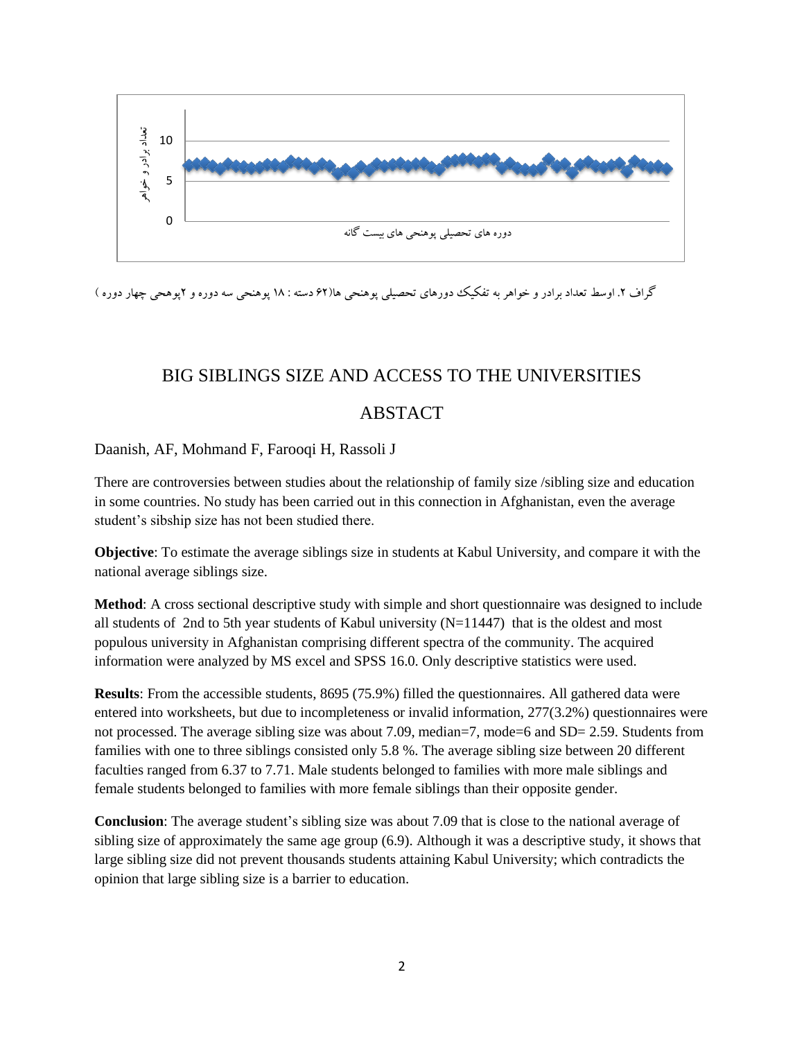تعداد برادر و خواهر

10

5

0

دوره های تحصیلی پوهنحی های بیست گانه

گراف ۲. اوسط تعداد برادر و خواهر به تفکیک دورهای تحصیلی پوهنحی ها(۶۲ دسته : ۱۸ پوهنحی سه دوره و ۲پوهحی چهار دوره )

# BIG SIBLINGS SIZE AND ACCESS TO THE UNIVERSITIES

## ABSTACT

Daanish, AF, Mohmand F, Farooqi H, Rassoli J

There are controversies between studies about the relationship of family size /sibling size and education in some countries. No study has been carried out in this connection in Afghanistan, even the average student's sibship size has not been studied there.

**Objective**: To estimate the average siblings size in students at Kabul University, and compare it with the national average siblings size.

**Method**: A cross sectional descriptive study with simple and short questionnaire was designed to include all students of 2nd to 5th year students of Kabul university (N=11447) that is the oldest and most populous university in Afghanistan comprising different spectra of the community. The acquired information were analyzed by MS excel and SPSS 16.0. Only descriptive statistics were used.

**Results**: From the accessible students, 8695 (75.9%) filled the questionnaires. All gathered data were entered into worksheets, but due to incompleteness or invalid information, 277(3.2%) questionnaires were not processed. The average sibling size was about 7.09, median=7, mode=6 and SD= 2.59. Students from families with one to three siblings consisted only 5.8 %. The average sibling size between 20 different faculties ranged from 6.37 to 7.71. Male students belonged to families with more male siblings and female students belonged to families with more female siblings than their opposite gender.

**Conclusion**: The average student's sibling size was about 7.09 that is close to the national average of sibling size of approximately the same age group (6.9). Although it was a descriptive study, it shows that large sibling size did not prevent thousands students attaining Kabul University; which contradicts the opinion that large sibling size is a barrier to education.